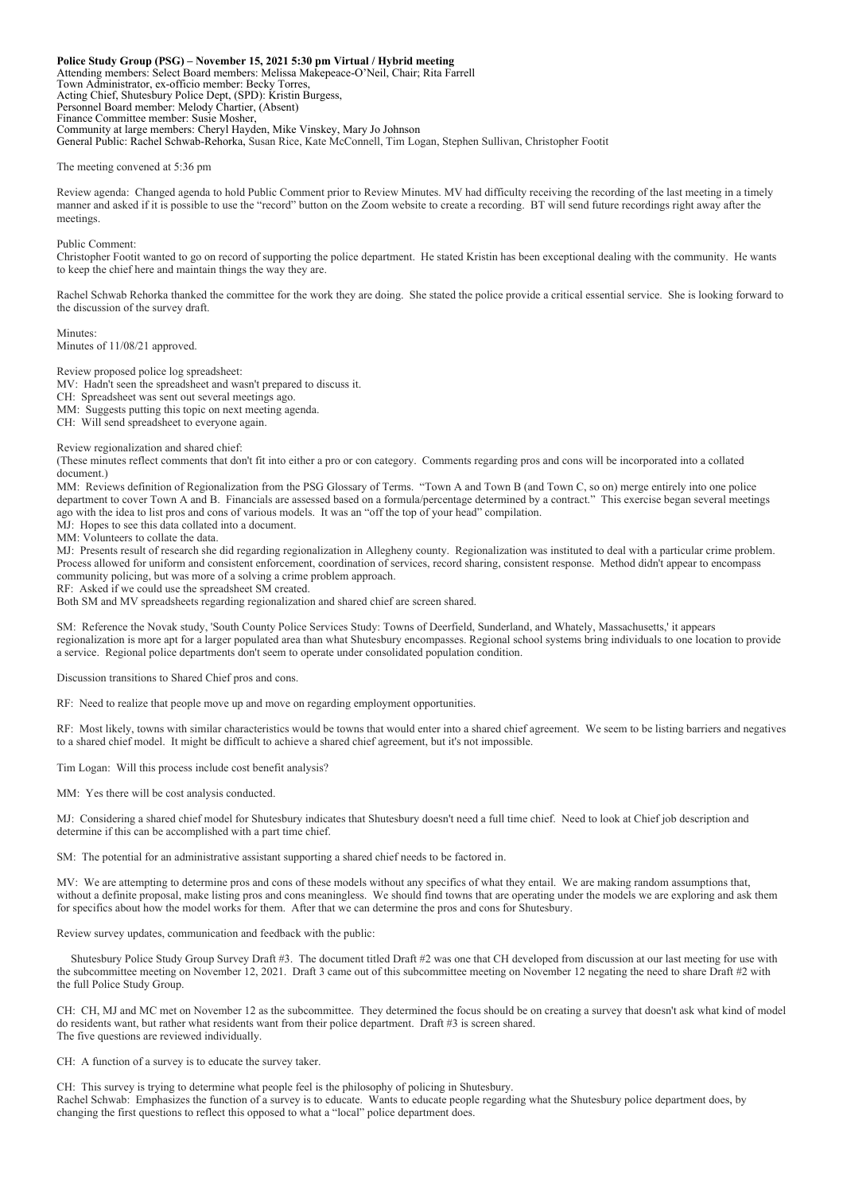**Police Study Group (PSG) – November 15, 2021 5:30 pm Virtual / Hybrid meeting**
Attending members: Select Board members: Melissa Makepeace-O'Neil, Chair; Rita Farrell
Town Administrator, ex-officio member: Becky Torres,
Acting Chief, Shutesbury Police Dept, (SPD): Kristin Burgess,
Personnel Board member: Melody Chartier, (Absent)
Finance Committee member: Susie Mosher,
Community at large members: Cheryl Hayden, Mike Vinskey, Mary Jo Johnson
General Public: Rachel Schwab-Rehorka, Susan Rice, Kate McConnell, Tim Logan, Stephen Sullivan, Christopher Footit

The meeting convened at 5:36 pm

Review agenda: Changed agenda to hold Public Comment prior to Review Minutes. MV had difficulty receiving the recording of the last meeting in a timely manner and asked if it is possible to use the "record" button on the Zoom website to create a recording. BT will send future recordings right away after the meetings.

Public Comment:
Christopher Footit wanted to go on record of supporting the police department. He stated Kristin has been exceptional dealing with the community. He wants to keep the chief here and maintain things the way they are.

Rachel Schwab Rehorka thanked the committee for the work they are doing. She stated the police provide a critical essential service. She is looking forward to the discussion of the survey draft.

Minutes:
Minutes of 11/08/21 approved.

Review proposed police log spreadsheet:
MV: Hadn't seen the spreadsheet and wasn't prepared to discuss it.
CH: Spreadsheet was sent out several meetings ago.
MM: Suggests putting this topic on next meeting agenda.
CH: Will send spreadsheet to everyone again.

Review regionalization and shared chief:
(These minutes reflect comments that don't fit into either a pro or con category. Comments regarding pros and cons will be incorporated into a collated document.)
MM: Reviews definition of Regionalization from the PSG Glossary of Terms. "Town A and Town B (and Town C, so on) merge entirely into one police department to cover Town A and B. Financials are assessed based on a formula/percentage determined by a contract." This exercise began several meetings ago with the idea to list pros and cons of various models. It was an "off the top of your head" compilation.
MJ: Hopes to see this data collated into a document.
MM: Volunteers to collate the data.
MJ: Presents result of research she did regarding regionalization in Allegheny county. Regionalization was instituted to deal with a particular crime problem. Process allowed for uniform and consistent enforcement, coordination of services, record sharing, consistent response. Method didn't appear to encompass community policing, but was more of a solving a crime problem approach.
RF: Asked if we could use the spreadsheet SM created.
Both SM and MV spreadsheets regarding regionalization and shared chief are screen shared.

SM: Reference the Novak study, 'South County Police Services Study: Towns of Deerfield, Sunderland, and Whately, Massachusetts,' it appears regionalization is more apt for a larger populated area than what Shutesbury encompasses. Regional school systems bring individuals to one location to provide a service. Regional police departments don't seem to operate under consolidated population condition.

Discussion transitions to Shared Chief pros and cons.

RF: Need to realize that people move up and move on regarding employment opportunities.

RF: Most likely, towns with similar characteristics would be towns that would enter into a shared chief agreement. We seem to be listing barriers and negatives to a shared chief model. It might be difficult to achieve a shared chief agreement, but it's not impossible.

Tim Logan: Will this process include cost benefit analysis?

MM: Yes there will be cost analysis conducted.

MJ: Considering a shared chief model for Shutesbury indicates that Shutesbury doesn't need a full time chief. Need to look at Chief job description and determine if this can be accomplished with a part time chief.

SM: The potential for an administrative assistant supporting a shared chief needs to be factored in.

MV: We are attempting to determine pros and cons of these models without any specifics of what they entail. We are making random assumptions that, without a definite proposal, make listing pros and cons meaningless. We should find towns that are operating under the models we are exploring and ask them for specifics about how the model works for them. After that we can determine the pros and cons for Shutesbury.

Review survey updates, communication and feedback with the public:

Shutesbury Police Study Group Survey Draft #3. The document titled Draft #2 was one that CH developed from discussion at our last meeting for use with the subcommittee meeting on November 12, 2021. Draft 3 came out of this subcommittee meeting on November 12 negating the need to share Draft #2 with the full Police Study Group.

CH: CH, MJ and MC met on November 12 as the subcommittee. They determined the focus should be on creating a survey that doesn't ask what kind of model do residents want, but rather what residents want from their police department. Draft #3 is screen shared.
The five questions are reviewed individually.

CH: A function of a survey is to educate the survey taker.

CH: This survey is trying to determine what people feel is the philosophy of policing in Shutesbury.
Rachel Schwab: Emphasizes the function of a survey is to educate. Wants to educate people regarding what the Shutesbury police department does, by changing the first questions to reflect this opposed to what a "local" police department does.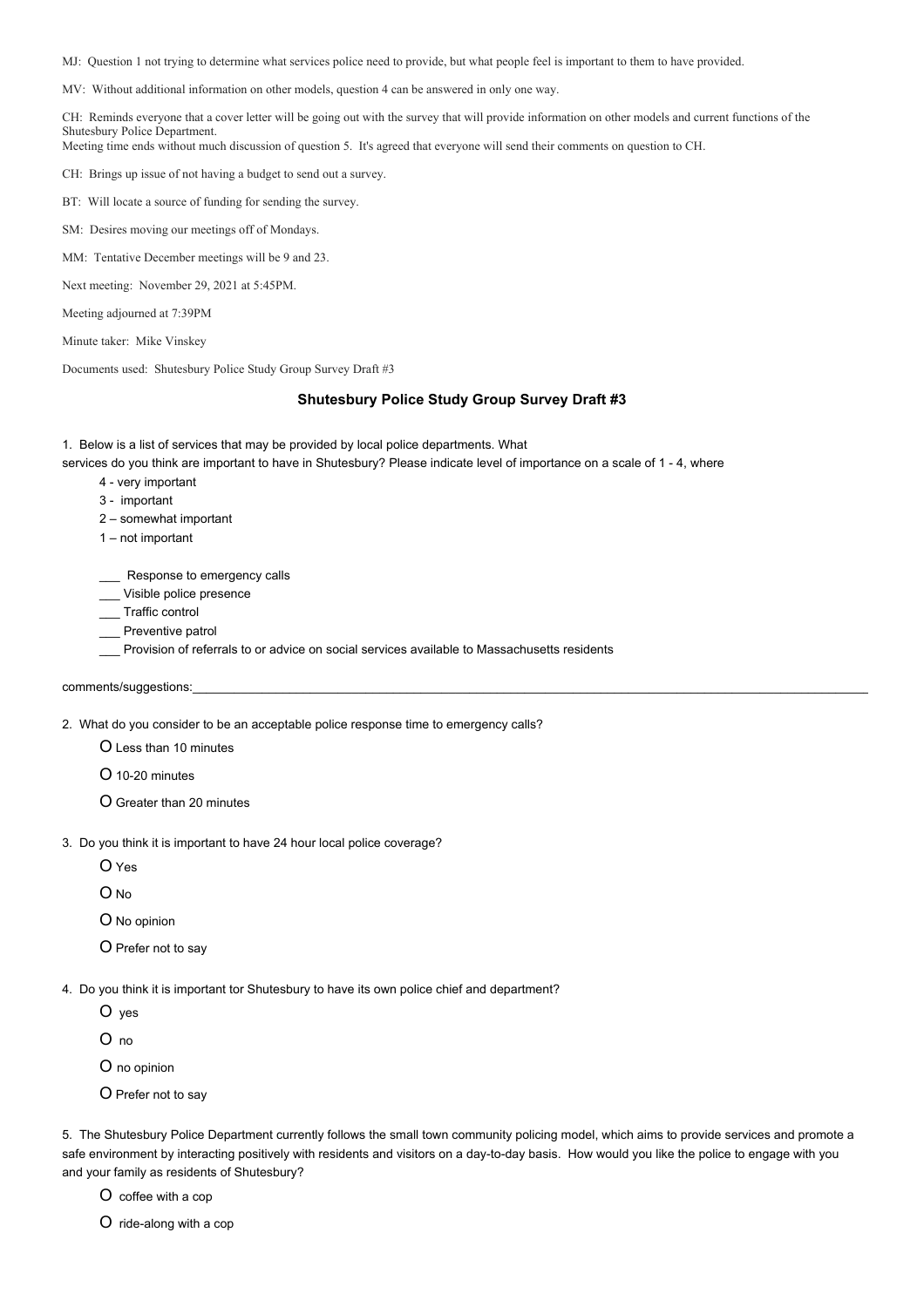MJ: Question 1 not trying to determine what services police need to provide, but what people feel is important to them to have provided.

MV: Without additional information on other models, question 4 can be answered in only one way.

CH: Reminds everyone that a cover letter will be going out with the survey that will provide information on other models and current functions of the Shutesbury Police Department.
Meeting time ends without much discussion of question 5. It's agreed that everyone will send their comments on question to CH.

CH: Brings up issue of not having a budget to send out a survey.

BT: Will locate a source of funding for sending the survey.

SM: Desires moving our meetings off of Mondays.

MM: Tentative December meetings will be 9 and 23.

Next meeting: November 29, 2021 at 5:45PM.

Meeting adjourned at 7:39PM

Minute taker: Mike Vinskey

Documents used: Shutesbury Police Study Group Survey Draft #3

## Shutesbury Police Study Group Survey Draft #3

1. Below is a list of services that may be provided by local police departments. What services do you think are important to have in Shutesbury? Please indicate level of importance on a scale of 1 - 4, where

   - 4 - very important
   - 3 - important
   - 2 – somewhat important
   - 1 – not important

   ___ Response to emergency calls
   ___ Visible police presence
   ___ Traffic control
   ___ Preventive patrol
   ___ Provision of referrals to or advice on social services available to Massachusetts residents

comments/suggestions:______________________________________________

2. What do you consider to be an acceptable police response time to emergency calls?

   - O Less than 10 minutes
   - O 10-20 minutes
   - O Greater than 20 minutes

3. Do you think it is important to have 24 hour local police coverage?

   - O Yes
   - O No
   - O No opinion
   - O Prefer not to say

4. Do you think it is important tor Shutesbury to have its own police chief and department?

   - O yes
   - O no
   - O no opinion
   - O Prefer not to say

5. The Shutesbury Police Department currently follows the small town community policing model, which aims to provide services and promote a safe environment by interacting positively with residents and visitors on a day-to-day basis. How would you like the police to engage with you and your family as residents of Shutesbury?

   - O coffee with a cop
   - O ride-along with a cop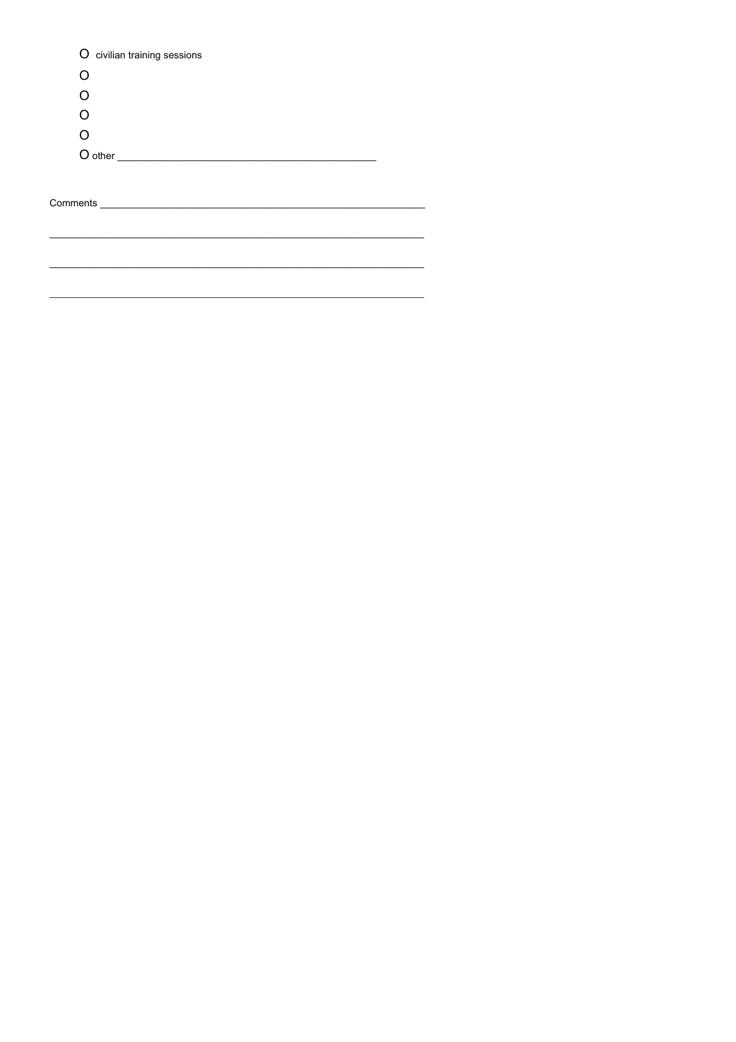- O civilian training sessions
- O
- O
- O
- O
- O other ____________________________________________

Comments ________________________________________________________

________________________________________________________________

________________________________________________________________

________________________________________________________________